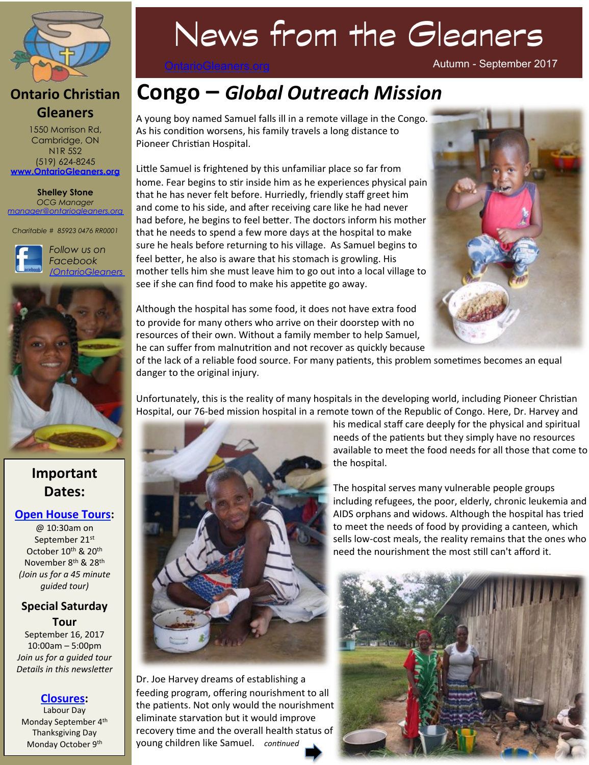# News from the Gleaners

OntarioGleaners.org

Autumn - September 2017

## Congo – *Global Outreach Mission*

A young boy named Samuel falls ill in a remote village in the Congo. As his condition worsens, his family travels a long distance to Pioneer Christian Hospital.

Little Samuel is frightened by this unfamiliar place so far from home. Fear begins to stir inside him as he experiences physical pain that he has never felt before. Hurriedly, friendly staff greet him and come to his side, and after receiving care like he had never had before, he begins to feel better. The doctors inform his mother that he needs to spend a few more days at the hospital to make sure he heals before returning to his village. As Samuel begins to feel better, he also is aware that his stomach is growling. His mother tells him she must leave him to go out into a local village to see if she can find food to make his appetite go away.

Although the hospital has some food, it does not have extra food to provide for many others who arrive on their doorstep with no resources of their own. Without a family member to help Samuel, he can suffer from malnutrition and not recover as quickly because of the lack of a reliable food source. For many patients, this problem sometimes becomes an equal danger to the original injury.

Unfortunately, this is the reality of many hospitals in the developing world, including Pioneer Christian Hospital, our 76-bed mission hospital in a remote town of the Republic of Congo. Here, Dr. Harvey and his medical staff care deeply for the physical and spiritual needs of the patients but they simply have no resources available to meet the food needs for all those that come to the hospital.

The hospital serves many vulnerable people groups including refugees, the poor, elderly, chronic leukemia and AIDS orphans and widows. Although the hospital has tried to meet the needs of food by providing a canteen, which sells low-cost meals, the reality remains that the ones who need the nourishment the most still can't afford it.

Dr. Joe Harvey dreams of establishing a feeding program, offering nourishment to all the patients. Not only would the nourishment eliminate starvation but it would improve recovery time and the overall health status of young children like Samuel. *continued*

---

## Ontario Christian Gleaners

1550 Morrison Rd,
Cambridge, ON
N1R 5S2
(519) 624-8245
www.OntarioGleaners.org

**Shelley Stone**
*OCG Manager*
manager@ontariogleaners.org

*Charitable # 85923 0476 RR0001*

*Follow us on Facebook /OntarioGleaners*

### Important Dates:

**Open House Tours:**
@ 10:30am on
September 21st
October 10th & 20th
November 8th & 28th
*(Join us for a 45 minute guided tour)*

**Special Saturday Tour**
September 16, 2017
10:00am – 5:00pm
*Join us for a guided tour*
*Details in this newsletter*

**Closures:**
Labour Day
Monday September 4th
Thanksgiving Day
Monday October 9th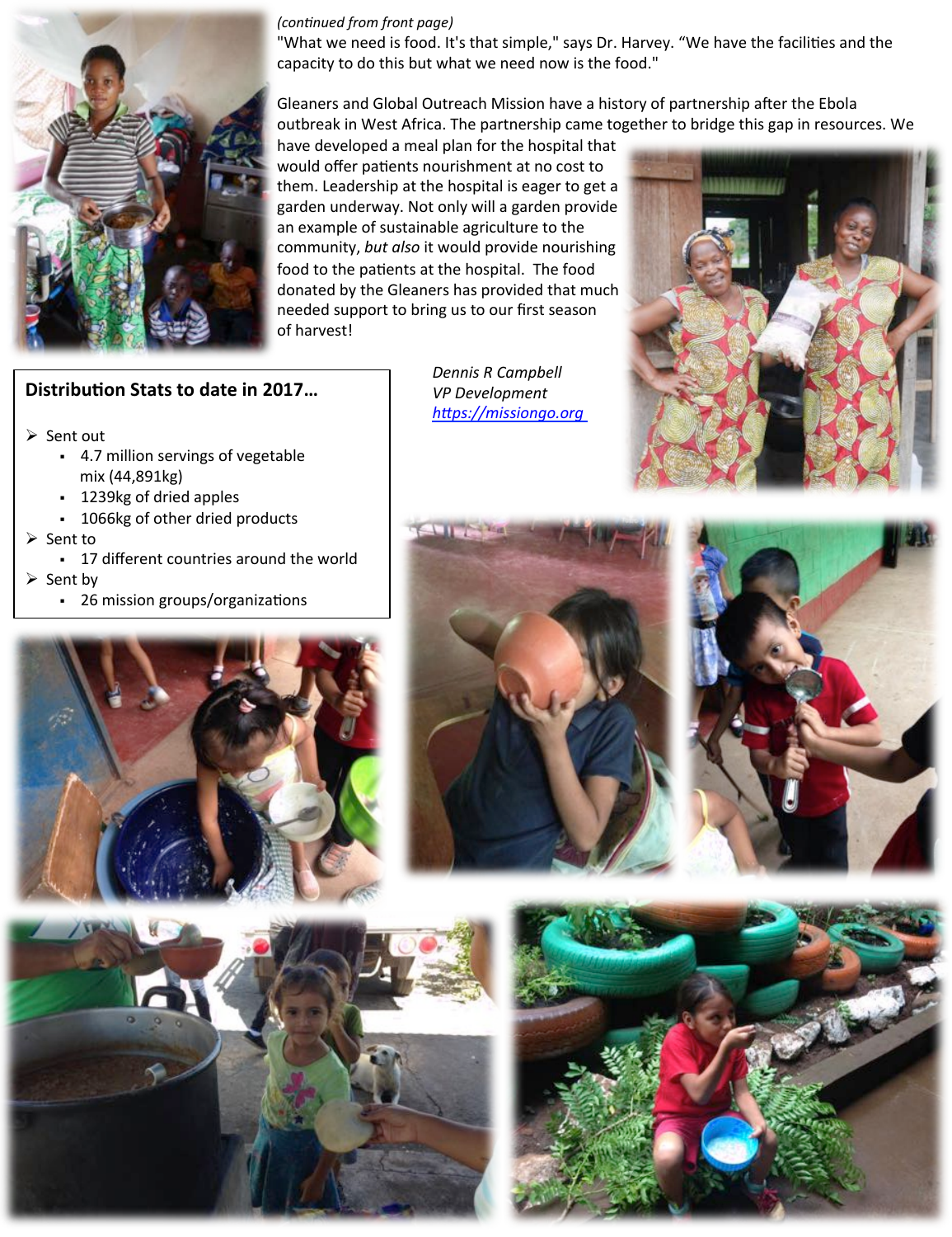*(continued from front page)*

"What we need is food. It's that simple," says Dr. Harvey. "We have the facilities and the capacity to do this but what we need now is the food."

Gleaners and Global Outreach Mission have a history of partnership after the Ebola outbreak in West Africa. The partnership came together to bridge this gap in resources. We have developed a meal plan for the hospital that would offer patients nourishment at no cost to them. Leadership at the hospital is eager to get a garden underway. Not only will a garden provide an example of sustainable agriculture to the community, *but also* it would provide nourishing food to the patients at the hospital. The food donated by the Gleaners has provided that much needed support to bring us to our first season of harvest!

*Dennis R Campbell*
*VP Development*
*https://missiongo.org*

**Distribution Stats to date in 2017…**

- Sent out
  - 4.7 million servings of vegetable mix (44,891kg)
  - 1239kg of dried apples
  - 1066kg of other dried products
- Sent to
  - 17 different countries around the world
- Sent by
  - 26 mission groups/organizations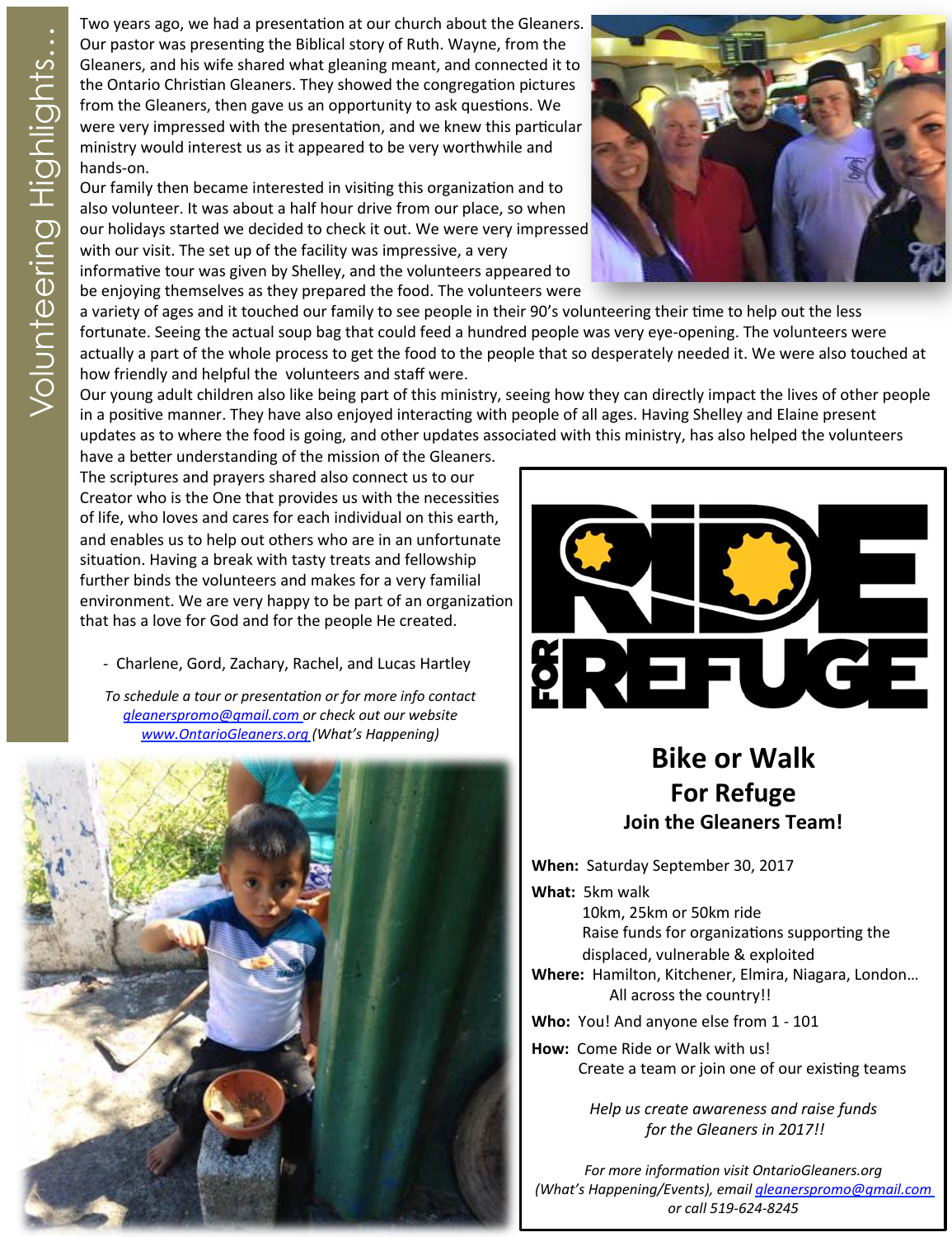## Volunteering Highlights…

Two years ago, we had a presentation at our church about the Gleaners. Our pastor was presenting the Biblical story of Ruth. Wayne, from the Gleaners, and his wife shared what gleaning meant, and connected it to the Ontario Christian Gleaners. They showed the congregation pictures from the Gleaners, then gave us an opportunity to ask questions. We were very impressed with the presentation, and we knew this particular ministry would interest us as it appeared to be very worthwhile and hands-on.

Our family then became interested in visiting this organization and to also volunteer. It was about a half hour drive from our place, so when our holidays started we decided to check it out. We were very impressed with our visit. The set up of the facility was impressive, a very informative tour was given by Shelley, and the volunteers appeared to be enjoying themselves as they prepared the food. The volunteers were a variety of ages and it touched our family to see people in their 90's volunteering their time to help out the less fortunate. Seeing the actual soup bag that could feed a hundred people was very eye-opening. The volunteers were actually a part of the whole process to get the food to the people that so desperately needed it. We were also touched at how friendly and helpful the volunteers and staff were.

Our young adult children also like being part of this ministry, seeing how they can directly impact the lives of other people in a positive manner. They have also enjoyed interacting with people of all ages. Having Shelley and Elaine present updates as to where the food is going, and other updates associated with this ministry, has also helped the volunteers have a better understanding of the mission of the Gleaners.

The scriptures and prayers shared also connect us to our Creator who is the One that provides us with the necessities of life, who loves and cares for each individual on this earth, and enables us to help out others who are in an unfortunate situation. Having a break with tasty treats and fellowship further binds the volunteers and makes for a very familial environment. We are very happy to be part of an organization that has a love for God and for the people He created.

- Charlene, Gord, Zachary, Rachel, and Lucas Hartley

*To schedule a tour or presentation or for more info contact [gleanerspromo@gmail.com](mailto:gleanerspromo@gmail.com) or check out our website [www.OntarioGleaners.org](http://www.OntarioGleaners.org) (What's Happening)*

# RIDE FOR REFUGE

## Bike or Walk For Refuge

### Join the Gleaners Team!

**When:** Saturday September 30, 2017

**What:** 5km walk
10km, 25km or 50km ride
Raise funds for organizations supporting the displaced, vulnerable & exploited

**Where:** Hamilton, Kitchener, Elmira, Niagara, London… All across the country!!

**Who:** You! And anyone else from 1 - 101

**How:** Come Ride or Walk with us!
Create a team or join one of our existing teams

*Help us create awareness and raise funds for the Gleaners in 2017!!*

*For more information visit OntarioGleaners.org (What's Happening/Events), email [gleanerspromo@gmail.com](mailto:gleanerspromo@gmail.com) or call 519-624-8245*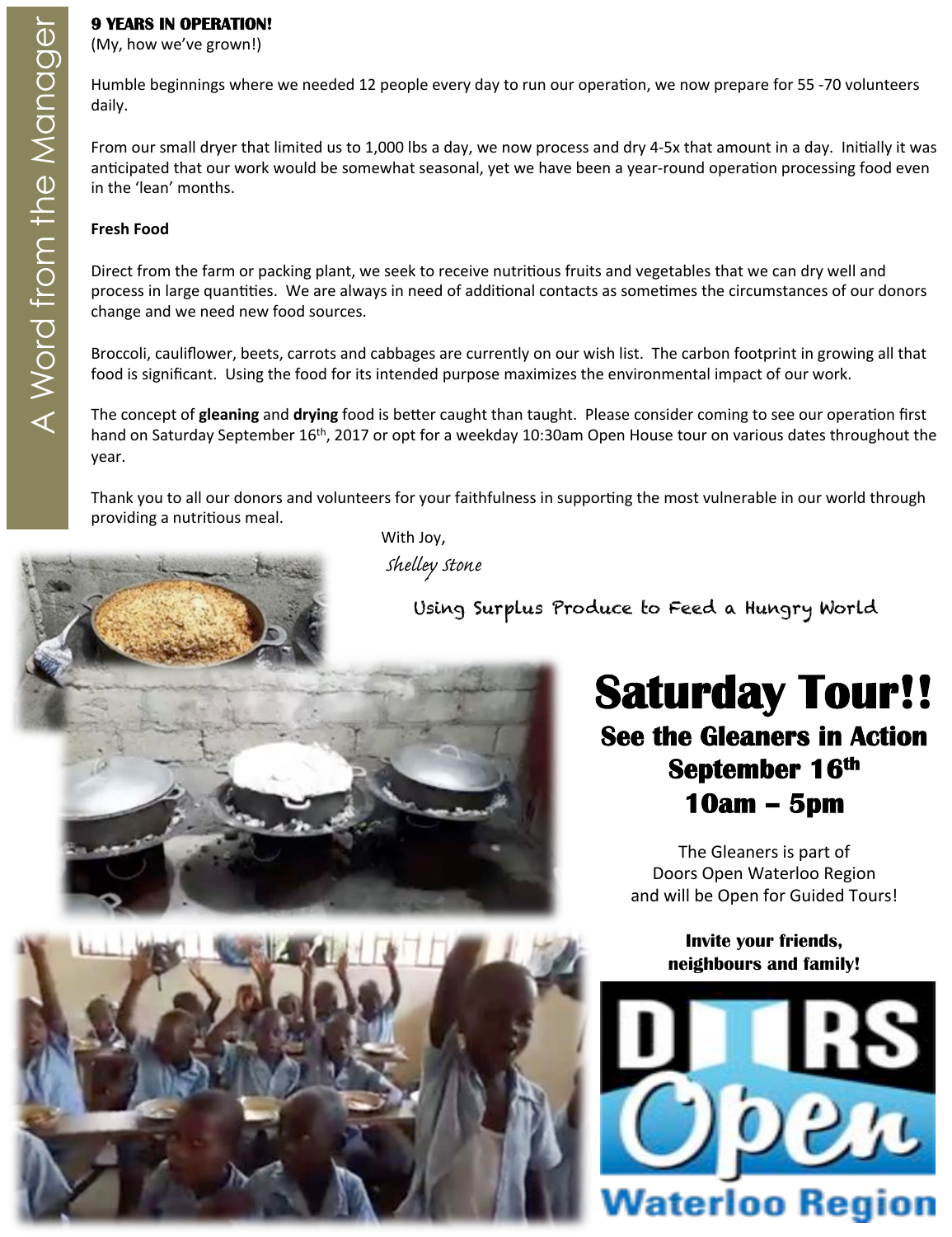A Word from the Manager

**9 YEARS IN OPERATION!**
(My, how we've grown!)

Humble beginnings where we needed 12 people every day to run our operation, we now prepare for 55 -70 volunteers daily.

From our small dryer that limited us to 1,000 lbs a day, we now process and dry 4-5x that amount in a day. Initially it was anticipated that our work would be somewhat seasonal, yet we have been a year-round operation processing food even in the 'lean' months.

**Fresh Food**

Direct from the farm or packing plant, we seek to receive nutritious fruits and vegetables that we can dry well and process in large quantities. We are always in need of additional contacts as sometimes the circumstances of our donors change and we need new food sources.

Broccoli, cauliflower, beets, carrots and cabbages are currently on our wish list. The carbon footprint in growing all that food is significant. Using the food for its intended purpose maximizes the environmental impact of our work.

The concept of **gleaning** and **drying** food is better caught than taught. Please consider coming to see our operation first hand on Saturday September 16th, 2017 or opt for a weekday 10:30am Open House tour on various dates throughout the year.

Thank you to all our donors and volunteers for your faithfulness in supporting the most vulnerable in our world through providing a nutritious meal.

With Joy,

*Shelley Stone*

Using Surplus Produce to Feed a Hungry World

# Saturday Tour!!

## See the Gleaners in Action

## September 16th

## 10am – 5pm

The Gleaners is part of Doors Open Waterloo Region and will be Open for Guided Tours!

**Invite your friends, neighbours and family!**

DOORS Open Waterloo Region